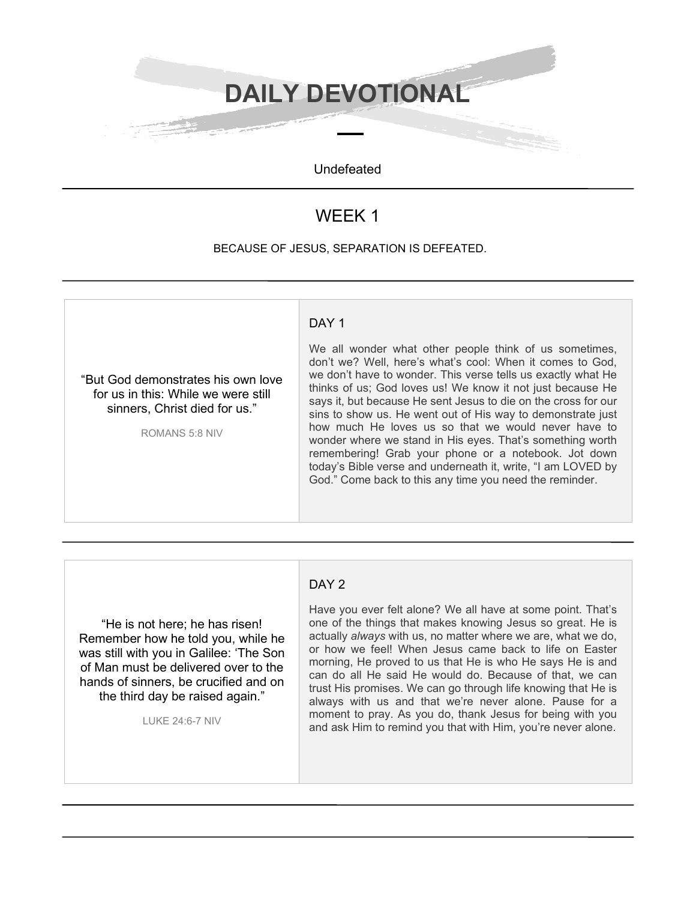# DAILY DEVOTIONAL

Undefeated

---

## WEEK 1

BECAUSE OF JESUS, SEPARATION IS DEFEATED.

---

“But God demonstrates his own love for us in this: While we were still sinners, Christ died for us.”

ROMANS 5:8 NIV

### DAY 1

We all wonder what other people think of us sometimes, don’t we? Well, here’s what’s cool: When it comes to God, we don’t have to wonder. This verse tells us exactly what He thinks of us; God loves us! We know it not just because He says it, but because He sent Jesus to die on the cross for our sins to show us. He went out of His way to demonstrate just how much He loves us so that we would never have to wonder where we stand in His eyes. That’s something worth remembering! Grab your phone or a notebook. Jot down today’s Bible verse and underneath it, write, “I am LOVED by God.” Come back to this any time you need the reminder.

---

“He is not here; he has risen! Remember how he told you, while he was still with you in Galilee: ‘The Son of Man must be delivered over to the hands of sinners, be crucified and on the third day be raised again.”

LUKE 24:6-7 NIV

### DAY 2

Have you ever felt alone? We all have at some point. That’s one of the things that makes knowing Jesus so great. He is actually *always* with us, no matter where we are, what we do, or how we feel! When Jesus came back to life on Easter morning, He proved to us that He is who He says He is and can do all He said He would do. Because of that, we can trust His promises. We can go through life knowing that He is always with us and that we’re never alone. Pause for a moment to pray. As you do, thank Jesus for being with you and ask Him to remind you that with Him, you’re never alone.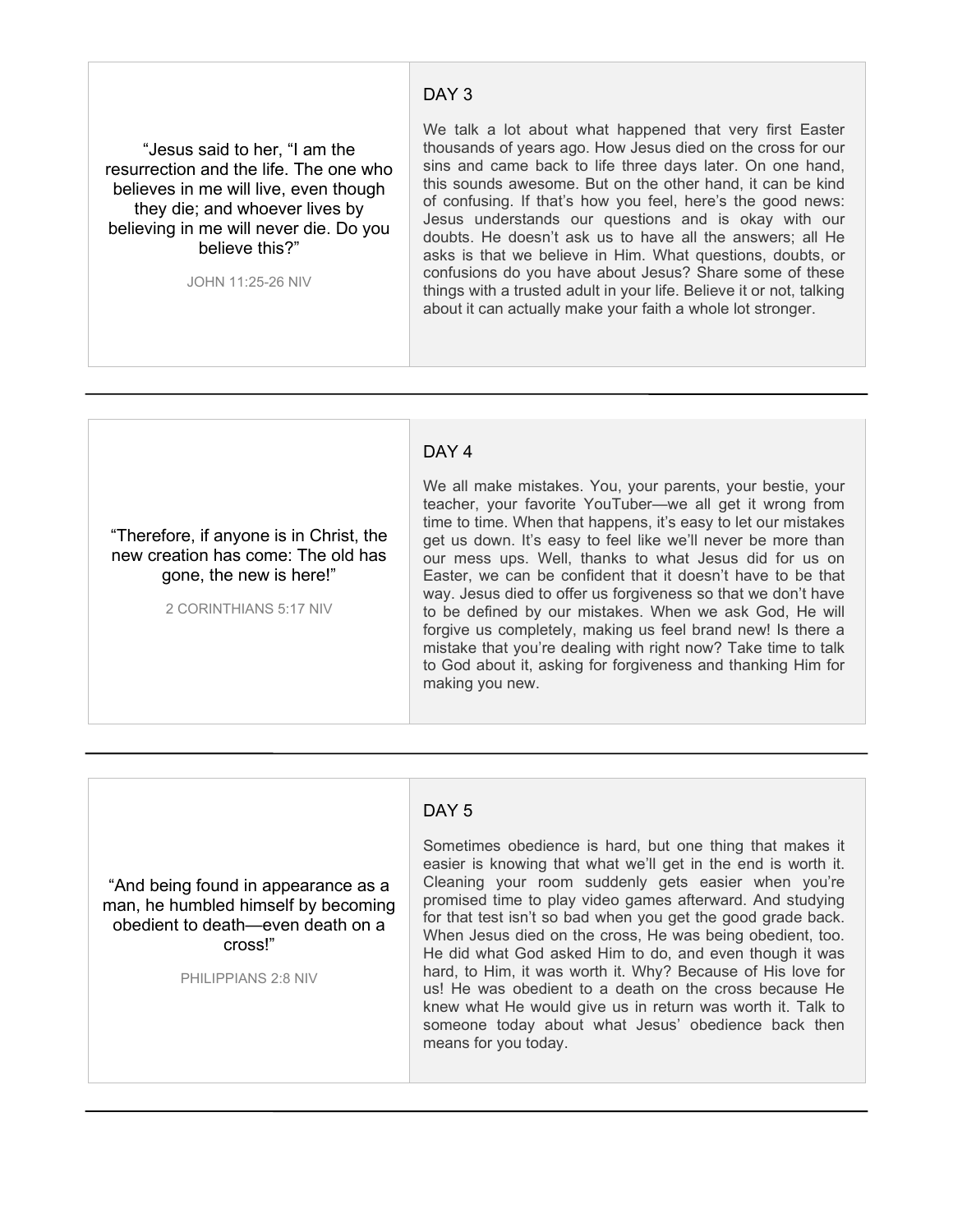## DAY 3

"Jesus said to her, "I am the resurrection and the life. The one who believes in me will live, even though they die; and whoever lives by believing in me will never die. Do you believe this?"

JOHN 11:25-26 NIV

We talk a lot about what happened that very first Easter thousands of years ago. How Jesus died on the cross for our sins and came back to life three days later. On one hand, this sounds awesome. But on the other hand, it can be kind of confusing. If that's how you feel, here's the good news: Jesus understands our questions and is okay with our doubts. He doesn't ask us to have all the answers; all He asks is that we believe in Him. What questions, doubts, or confusions do you have about Jesus? Share some of these things with a trusted adult in your life. Believe it or not, talking about it can actually make your faith a whole lot stronger.

---

## DAY 4

"Therefore, if anyone is in Christ, the new creation has come: The old has gone, the new is here!"

2 CORINTHIANS 5:17 NIV

We all make mistakes. You, your parents, your bestie, your teacher, your favorite YouTuber—we all get it wrong from time to time. When that happens, it's easy to let our mistakes get us down. It's easy to feel like we'll never be more than our mess ups. Well, thanks to what Jesus did for us on Easter, we can be confident that it doesn't have to be that way. Jesus died to offer us forgiveness so that we don't have to be defined by our mistakes. When we ask God, He will forgive us completely, making us feel brand new! Is there a mistake that you're dealing with right now? Take time to talk to God about it, asking for forgiveness and thanking Him for making you new.

---

## DAY 5

"And being found in appearance as a man, he humbled himself by becoming obedient to death—even death on a cross!"

PHILIPPIANS 2:8 NIV

Sometimes obedience is hard, but one thing that makes it easier is knowing that what we'll get in the end is worth it. Cleaning your room suddenly gets easier when you're promised time to play video games afterward. And studying for that test isn't so bad when you get the good grade back. When Jesus died on the cross, He was being obedient, too. He did what God asked Him to do, and even though it was hard, to Him, it was worth it. Why? Because of His love for us! He was obedient to a death on the cross because He knew what He would give us in return was worth it. Talk to someone today about what Jesus' obedience back then means for you today.

---